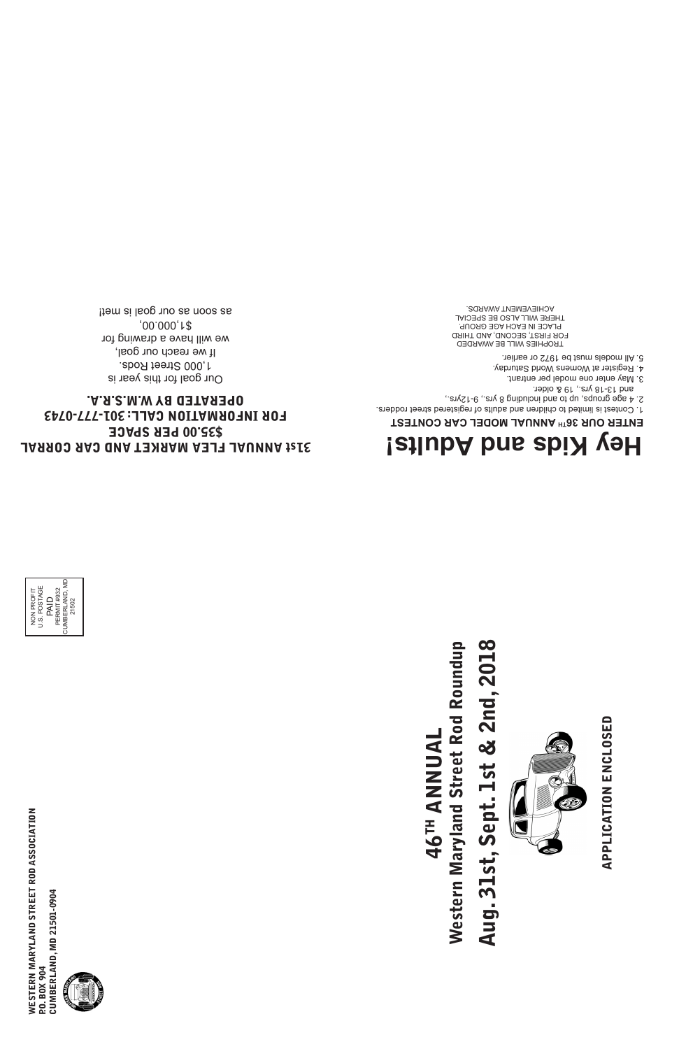WESTERN MARYLAND STREET ROD ASSOCIATION
P.O. BOX 904
CUMBERLAND, MD 21501-0904

NON PROFIT
U.S. POSTAGE
PAID
PERMIT #932
CUMBERLAND, MD
21502

# 46TH ANNUAL

## Western Maryland Street Rod Roundup

## Aug. 31st, Sept. 1st & 2nd, 2018

**APPLICATION ENCLOSED**

# Hey Kids and Adults!

**ENTER OUR 36TH ANNUAL MODEL CAR CONTEST**

1. Contest is limited to children and adults of registered street rodders.
2. 4 age groups, up to and including 8 yrs., 9-12yrs.,
   and 13-18 yrs., 19 & older.
3. May enter one model per entrant.
4. Register at Womens World Saturday.
5. All models must be 1972 or earlier.

TROPHIES WILL BE AWARDED
FOR FIRST, SECOND, AND THIRD
PLACE IN EACH AGE GROUP.
THERE WILL ALSO BE SPECIAL
ACHIEVEMENT AWARDS.

**31st ANNUAL FLEA MARKET AND CAR CORRAL**
**$35.00 PER SPACE**
**FOR INFORMATION CALL: 301-777-0743**
**OPERATED BY W.M.S.R.A.**

Our goal for this year is
1,000 Street Rods.
If we reach our goal,
we will have a drawing for
$1,000.00,
as soon as our goal is met!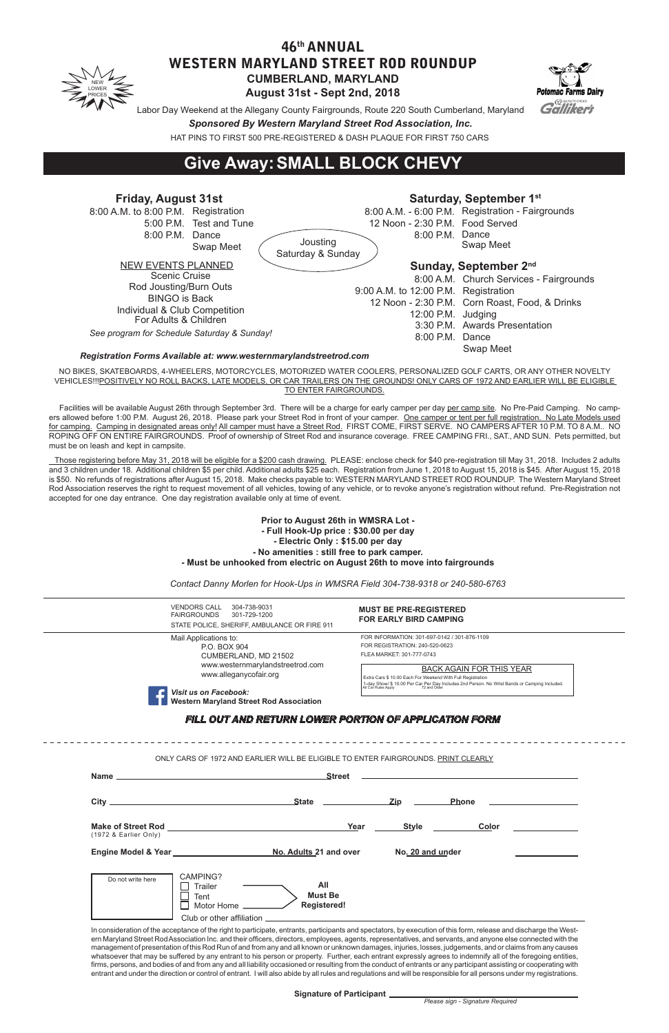NEW LOWER PRICES

# 46th ANNUAL WESTERN MARYLAND STREET ROD ROUNDUP

## CUMBERLAND, MARYLAND

## August 31st - Sept 2nd, 2018

Potomac Farms Dairy Galliker's

Labor Day Weekend at the Allegany County Fairgrounds, Route 220 South Cumberland, Maryland

***Sponsored By Western Maryland Street Rod Association, Inc.***

HAT PINS TO FIRST 500 PRE-REGISTERED & DASH PLAQUE FOR FIRST 750 CARS

# Give Away: SMALL BLOCK CHEVY

### Friday, August 31st

8:00 A.M. to 8:00 P.M. Registration
5:00 P.M. Test and Tune
8:00 P.M. Dance
Swap Meet

NEW EVENTS PLANNED
Scenic Cruise
Rod Jousting/Burn Outs
BINGO is Back
Individual & Club Competition For Adults & Children

*See program for Schedule Saturday & Sunday!*

Jousting Saturday & Sunday

### Saturday, September 1st

8:00 A.M. - 6:00 P.M. Registration - Fairgrounds
12 Noon - 2:30 P.M. Food Served
8:00 P.M. Dance
Swap Meet

### Sunday, September 2nd

8:00 A.M. Church Services - Fairgrounds
9:00 A.M. to 12:00 P.M. Registration
12 Noon - 2:30 P.M. Corn Roast, Food, & Drinks
12:00 P.M. Judging
3:30 P.M. Awards Presentation
8:00 P.M. Dance
Swap Meet

***Registration Forms Available at: www.westernmarylandstreetrod.com***

NO BIKES, SKATEBOARDS, 4-WHEELERS, MOTORCYCLES, MOTORIZED WATER COOLERS, PERSONALIZED GOLF CARTS, OR ANY OTHER NOVELTY VEHICLES!!!POSITIVELY NO ROLL BACKS, LATE MODELS, OR CAR TRAILERS ON THE GROUNDS! ONLY CARS OF 1972 AND EARLIER WILL BE ELIGIBLE TO ENTER FAIRGROUNDS.

Facilities will be available August 26th through September 3rd. There will be a charge for early camper per day per camp site. No Pre-Paid Camping. No campers allowed before 1:00 P.M. August 26, 2018. Please park your Street Rod in front of your camper. One camper or tent per full registration. No Late Models used for camping. Camping in designated areas only! All camper must have a Street Rod. FIRST COME, FIRST SERVE. NO CAMPERS AFTER 10 P.M. TO 8 A.M.. NO ROPING OFF ON ENTIRE FAIRGROUNDS. Proof of ownership of Street Rod and insurance coverage. FREE CAMPING FRI., SAT., AND SUN. Pets permitted, but must be on leash and kept in campsite.

Those registering before May 31, 2018 will be eligible for a $200 cash drawing. PLEASE: enclose check for $40 pre-registration till May 31, 2018. Includes 2 adults and 3 children under 18. Additional children $5 per child. Additional adults $25 each. Registration from June 1, 2018 to August 15, 2018 is $45. After August 15, 2018 is $50. No refunds of registrations after August 15, 2018. Make checks payable to: WESTERN MARYLAND STREET ROD ROUNDUP. The Western Maryland Street Rod Association reserves the right to request movement of all vehicles, towing of any vehicle, or to revoke anyone's registration without refund. Pre-Registration not accepted for one day entrance. One day registration available only at time of event.

**Prior to August 26th in WMSRA Lot -**
**- Full Hook-Up price : $30.00 per day**
**- Electric Only : $15.00 per day**
**- No amenities : still free to park camper.**
**- Must be unhooked from electric on August 26th to move into fairgrounds**

*Contact Danny Morlen for Hook-Ups in WMSRA Field 304-738-9318 or 240-580-6763*

VENDORS CALL 304-738-9031
FAIRGROUNDS 301-729-1200
STATE POLICE, SHERIFF, AMBULANCE OR FIRE 911

**MUST BE PRE-REGISTERED FOR EARLY BIRD CAMPING**

Mail Applications to:
P.O. BOX 904
CUMBERLAND, MD 21502
www.westernmarylandstreetrod.com
www.alleganycofair.org

FOR INFORMATION: 301-697-0142 / 301-876-1109
FOR REGISTRATION: 240-520-0623
FLEA MARKET: 301-777-0743

BACK AGAIN FOR THIS YEAR
Extra Cars $ 10.00 Each For Weekend With Full Registration
1-day Show/ $ 10.00 Per Car Per Day Includes 2nd Person. No Wrist Bands or Camping Included.
All Car Rules Apply 72 and Older

***Visit us on Facebook:***
**Western Maryland Street Rod Association**

***FILL OUT AND RETURN LOWER PORTION OF APPLICATION FORM***

---

ONLY CARS OF 1972 AND EARLIER WILL BE ELIGIBLE TO ENTER FAIRGROUNDS. PRINT CLEARLY

**Name** ______________________ **Street** ______________________

**City** ______________________ **State** __________ **Zip** __________ **Phone** __________

**Make of Street Rod** ______________________ **Year** __________ **Style** __________ **Color** __________
(1972 & Earlier Only)

**Engine Model & Year** ______________ **No. Adults 21 and over** __________ **No. 20 and under** __________

Do not write here

CAMPING?
☐ Trailer
☐ Tent
☐ Motor Home

**All Must Be Registered!**

Club or other affiliation ______________________

In consideration of the acceptance of the right to participate, entrants, participants and spectators, by execution of this form, release and discharge the Western Maryland Street Rod Association Inc. and their officers, directors, employees, agents, representatives, and servants, and anyone else connected with the management of presentation of this Rod Run of and from any and all known or unknown damages, injuries, losses, judgements, and or claims from any causes whatsoever that may be suffered by any entrant to his person or property. Further, each entrant expressly agrees to indemnify all of the foregoing entities, firms, persons, and bodies of and from any and all liability occasioned or resulting from the conduct of entrants or any participant assisting or cooperating with entrant and under the direction or control of entrant. I will also abide by all rules and regulations and will be responsible for all persons under my registrations.

**Signature of Participant** ______________________
*Please sign - Signature Required*